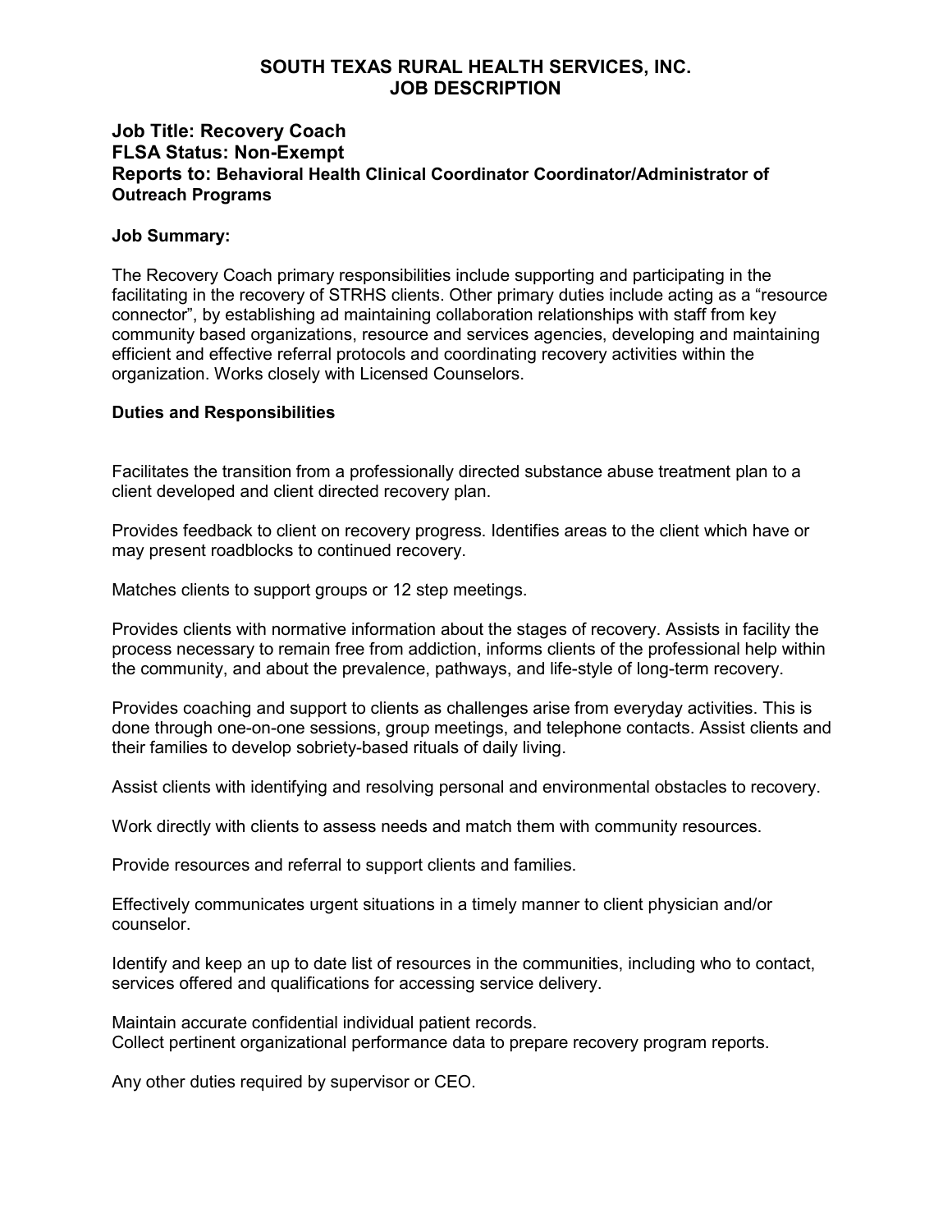# SOUTH TEXAS RURAL HEALTH SERVICES, INC.
# JOB DESCRIPTION

### Job Title: Recovery Coach
### FLSA Status: Non-Exempt
### Reports to: Behavioral Health Clinical Coordinator Coordinator/Administrator of Outreach Programs

**Job Summary:**

The Recovery Coach primary responsibilities include supporting and participating in the facilitating in the recovery of STRHS clients. Other primary duties include acting as a "resource connector", by establishing ad maintaining collaboration relationships with staff from key community based organizations, resource and services agencies, developing and maintaining efficient and effective referral protocols and coordinating recovery activities within the organization. Works closely with Licensed Counselors.

**Duties and Responsibilities**

Facilitates the transition from a professionally directed substance abuse treatment plan to a client developed and client directed recovery plan.

Provides feedback to client on recovery progress. Identifies areas to the client which have or may present roadblocks to continued recovery.

Matches clients to support groups or 12 step meetings.

Provides clients with normative information about the stages of recovery. Assists in facility the process necessary to remain free from addiction, informs clients of the professional help within the community, and about the prevalence, pathways, and life-style of long-term recovery.

Provides coaching and support to clients as challenges arise from everyday activities. This is done through one-on-one sessions, group meetings, and telephone contacts. Assist clients and their families to develop sobriety-based rituals of daily living.

Assist clients with identifying and resolving personal and environmental obstacles to recovery.

Work directly with clients to assess needs and match them with community resources.

Provide resources and referral to support clients and families.

Effectively communicates urgent situations in a timely manner to client physician and/or counselor.

Identify and keep an up to date list of resources in the communities, including who to contact, services offered and qualifications for accessing service delivery.

Maintain accurate confidential individual patient records.
Collect pertinent organizational performance data to prepare recovery program reports.

Any other duties required by supervisor or CEO.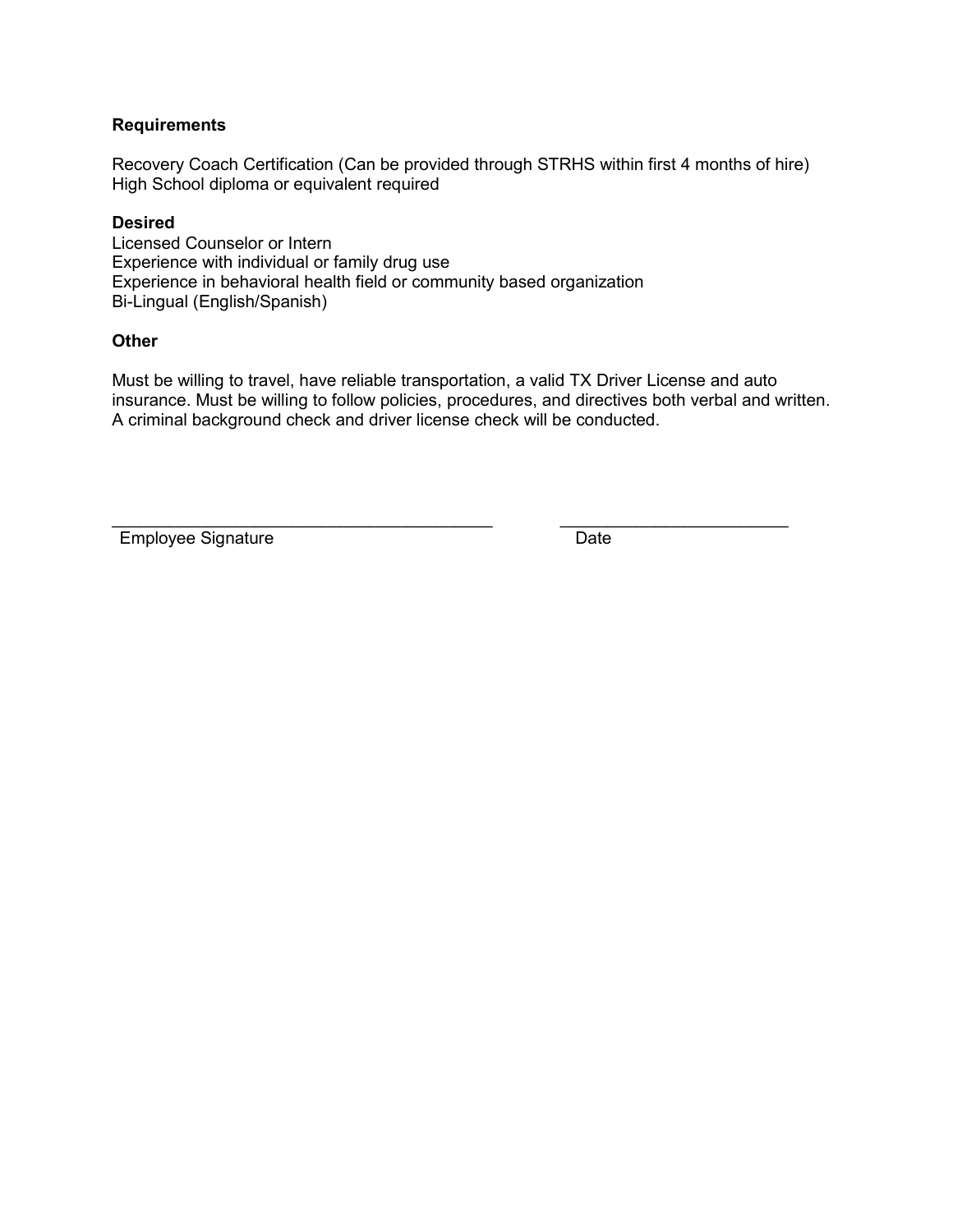**Requirements**

Recovery Coach Certification (Can be provided through STRHS within first 4 months of hire)
High School diploma or equivalent required

**Desired**
Licensed Counselor or Intern
Experience with individual or family drug use
Experience in behavioral health field or community based organization
Bi-Lingual (English/Spanish)

**Other**

Must be willing to travel, have reliable transportation, a valid TX Driver License and auto insurance. Must be willing to follow policies, procedures, and directives both verbal and written. A criminal background check and driver license check will be conducted.

_________________________________________ &nbsp;&nbsp;&nbsp;&nbsp;&nbsp;&nbsp; _________________________

Employee Signature &nbsp;&nbsp;&nbsp;&nbsp;&nbsp;&nbsp;&nbsp;&nbsp;&nbsp;&nbsp;&nbsp;&nbsp;&nbsp;&nbsp;&nbsp;&nbsp;&nbsp;&nbsp;&nbsp;&nbsp;&nbsp;&nbsp;&nbsp;&nbsp;&nbsp;&nbsp;&nbsp;&nbsp;&nbsp;&nbsp;&nbsp;&nbsp;&nbsp;&nbsp; Date